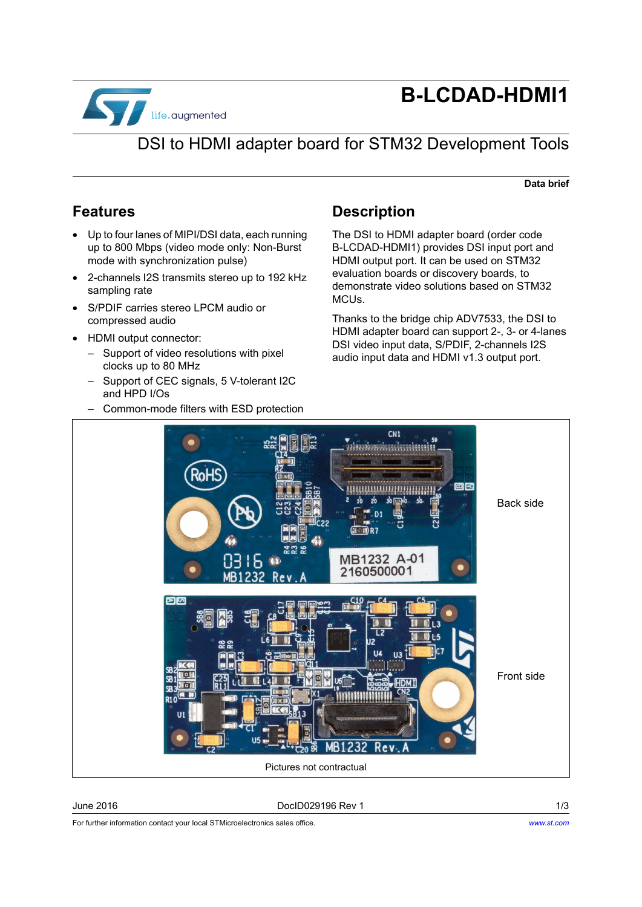# B-LCDAD-HDMI1

## DSI to HDMI adapter board for STM32 Development Tools

**Data brief**

## Features

- Up to four lanes of MIPI/DSI data, each running up to 800 Mbps (video mode only: Non-Burst mode with synchronization pulse)
- 2-channels I2S transmits stereo up to 192 kHz sampling rate
- S/PDIF carries stereo LPCM audio or compressed audio
- HDMI output connector:
  - Support of video resolutions with pixel clocks up to 80 MHz
  - Support of CEC signals, 5 V-tolerant I2C and HPD I/Os
  - Common-mode filters with ESD protection

## Description

The DSI to HDMI adapter board (order code B-LCDAD-HDMI1) provides DSI input port and HDMI output port. It can be used on STM32 evaluation boards or discovery boards, to demonstrate video solutions based on STM32 MCUs.

Thanks to the bridge chip ADV7533, the DSI to HDMI adapter board can support 2-, 3- or 4-lanes DSI video input data, S/PDIF, 2-channels I2S audio input data and HDMI v1.3 output port.

Back side

Front side

Pictures not contractual

June 2016 DocID029196 Rev 1

For further information contact your local STMicroelectronics sales office. www.st.com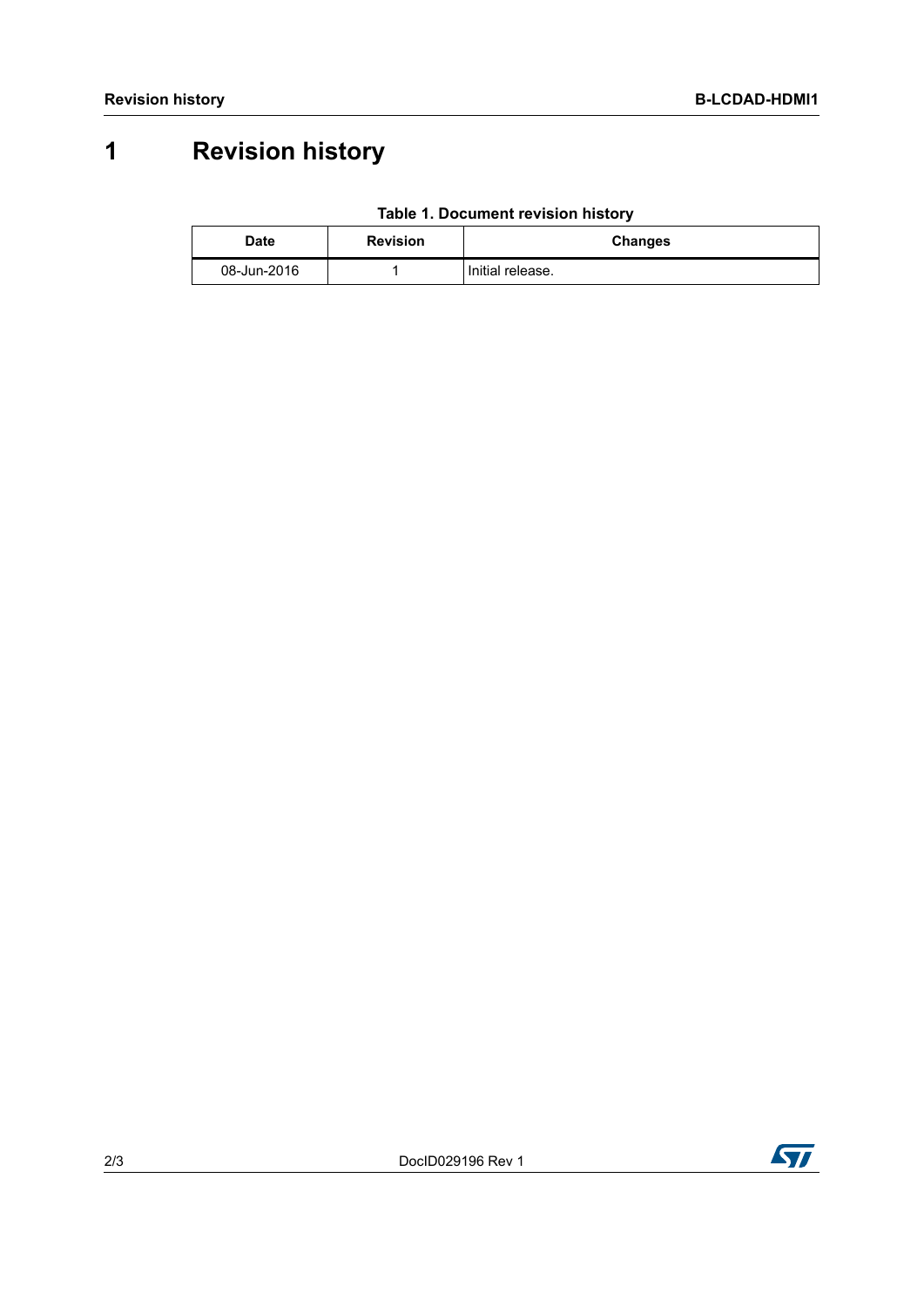# 1 Revision history

**Table 1. Document revision history**

| Date | Revision | Changes |
|---|---|---|
| 08-Jun-2016 | 1 | Initial release. |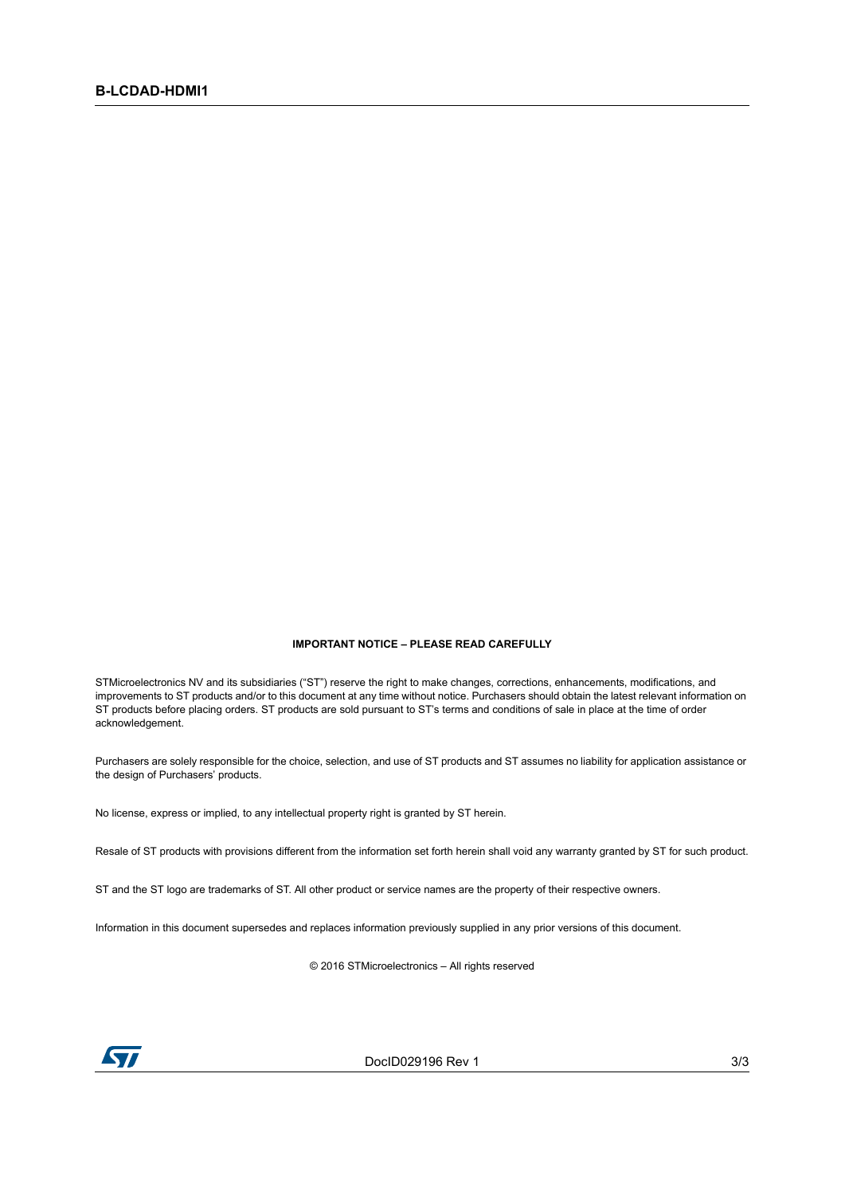**IMPORTANT NOTICE – PLEASE READ CAREFULLY**

STMicroelectronics NV and its subsidiaries ("ST") reserve the right to make changes, corrections, enhancements, modifications, and improvements to ST products and/or to this document at any time without notice. Purchasers should obtain the latest relevant information on ST products before placing orders. ST products are sold pursuant to ST's terms and conditions of sale in place at the time of order acknowledgement.

Purchasers are solely responsible for the choice, selection, and use of ST products and ST assumes no liability for application assistance or the design of Purchasers' products.

No license, express or implied, to any intellectual property right is granted by ST herein.

Resale of ST products with provisions different from the information set forth herein shall void any warranty granted by ST for such product.

ST and the ST logo are trademarks of ST. All other product or service names are the property of their respective owners.

Information in this document supersedes and replaces information previously supplied in any prior versions of this document.

© 2016 STMicroelectronics – All rights reserved